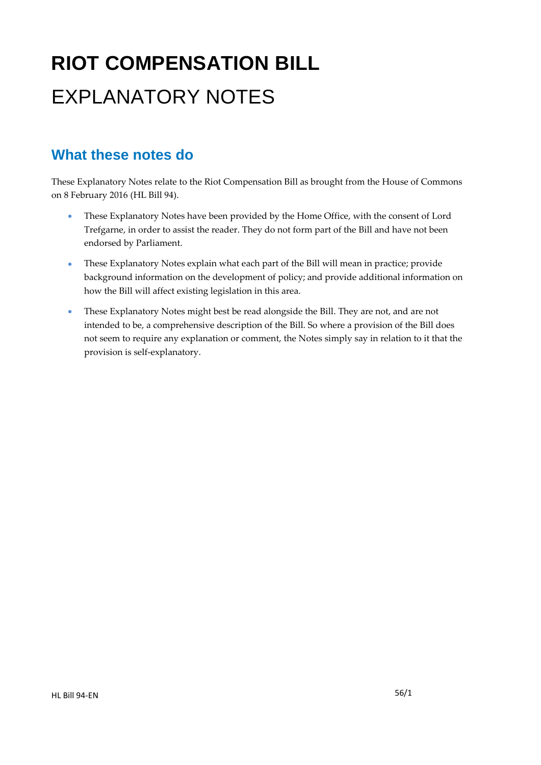# RIOT COMPENSATION BILL

# EXPLANATORY NOTES

## What these notes do

These Explanatory Notes relate to the Riot Compensation Bill as brought from the House of Commons on 8 February 2016 (HL Bill 94).

- These Explanatory Notes have been provided by the Home Office, with the consent of Lord Trefgarne, in order to assist the reader. They do not form part of the Bill and have not been endorsed by Parliament.
- These Explanatory Notes explain what each part of the Bill will mean in practice; provide background information on the development of policy; and provide additional information on how the Bill will affect existing legislation in this area.
- These Explanatory Notes might best be read alongside the Bill. They are not, and are not intended to be, a comprehensive description of the Bill. So where a provision of the Bill does not seem to require any explanation or comment, the Notes simply say in relation to it that the provision is self-explanatory.

HL Bill 94-EN 56/1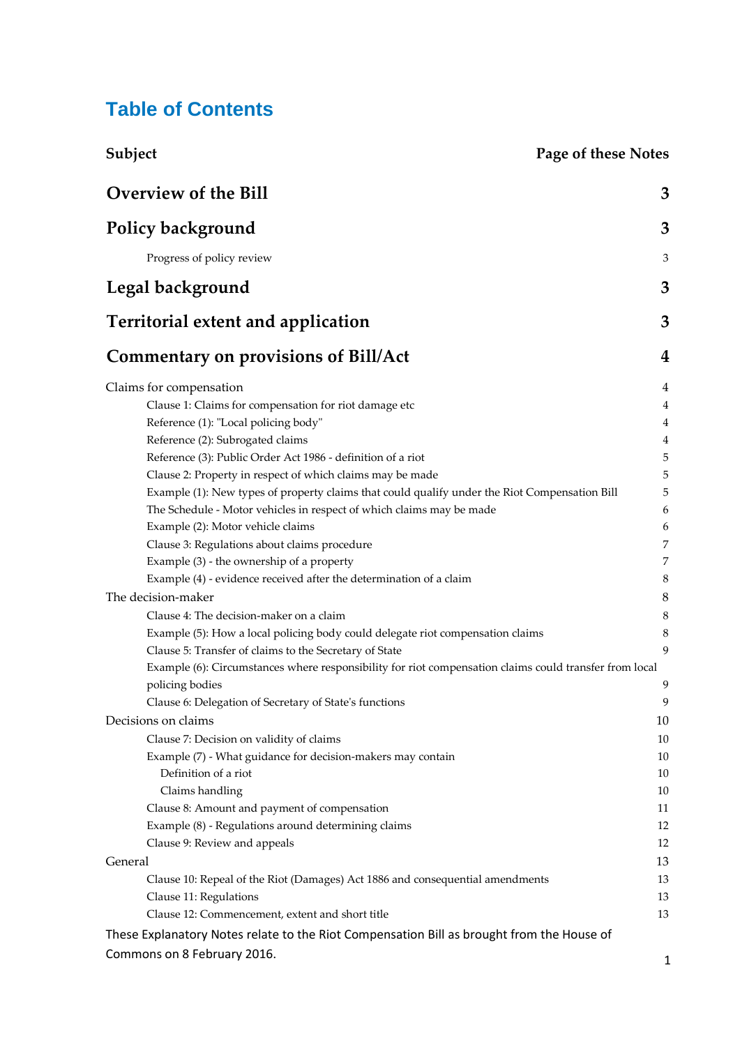# Table of Contents

| Subject | Page of these Notes |
|---|---|
| **Overview of the Bill** | **3** |
| **Policy background** | **3** |
| Progress of policy review | 3 |
| **Legal background** | **3** |
| **Territorial extent and application** | **3** |
| **Commentary on provisions of Bill/Act** | **4** |
| Claims for compensation | 4 |
| Clause 1: Claims for compensation for riot damage etc | 4 |
| Reference (1): "Local policing body" | 4 |
| Reference (2): Subrogated claims | 4 |
| Reference (3): Public Order Act 1986 - definition of a riot | 5 |
| Clause 2: Property in respect of which claims may be made | 5 |
| Example (1): New types of property claims that could qualify under the Riot Compensation Bill | 5 |
| The Schedule - Motor vehicles in respect of which claims may be made | 6 |
| Example (2): Motor vehicle claims | 6 |
| Clause 3: Regulations about claims procedure | 7 |
| Example (3) - the ownership of a property | 7 |
| Example (4) - evidence received after the determination of a claim | 8 |
| The decision-maker | 8 |
| Clause 4: The decision-maker on a claim | 8 |
| Example (5): How a local policing body could delegate riot compensation claims | 8 |
| Clause 5: Transfer of claims to the Secretary of State | 9 |
| Example (6): Circumstances where responsibility for riot compensation claims could transfer from local policing bodies | 9 |
| Clause 6: Delegation of Secretary of State's functions | 9 |
| Decisions on claims | 10 |
| Clause 7: Decision on validity of claims | 10 |
| Example (7) - What guidance for decision-makers may contain | 10 |
| Definition of a riot | 10 |
| Claims handling | 10 |
| Clause 8: Amount and payment of compensation | 11 |
| Example (8) - Regulations around determining claims | 12 |
| Clause 9: Review and appeals | 12 |
| General | 13 |
| Clause 10: Repeal of the Riot (Damages) Act 1886 and consequential amendments | 13 |
| Clause 11: Regulations | 13 |
| Clause 12: Commencement, extent and short title | 13 |

These Explanatory Notes relate to the Riot Compensation Bill as brought from the House of Commons on 8 February 2016.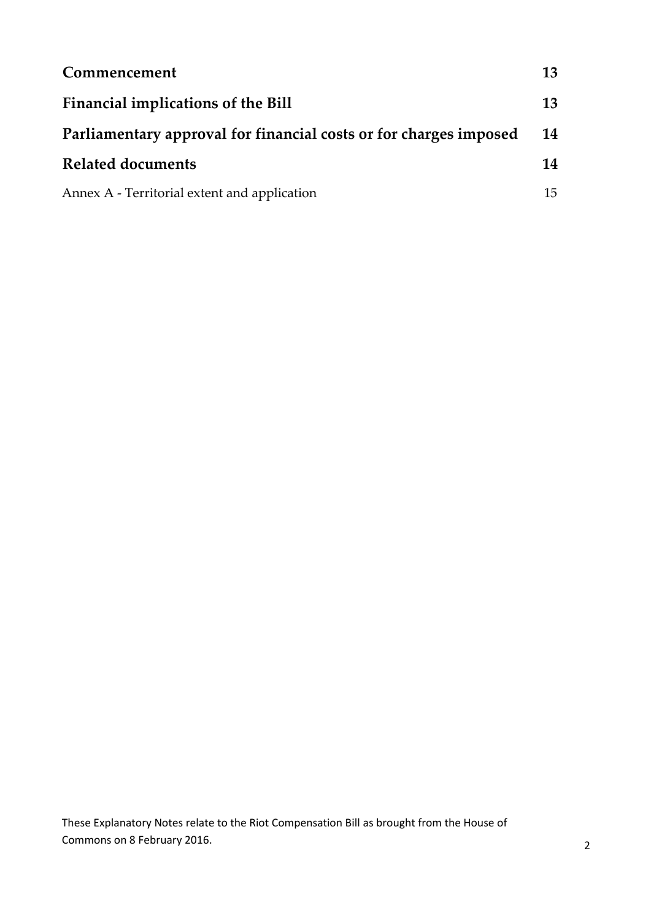| | |
|---|---|
| **Commencement** | **13** |
| **Financial implications of the Bill** | **13** |
| **Parliamentary approval for financial costs or for charges imposed** | **14** |
| **Related documents** | **14** |
| Annex A - Territorial extent and application | 15 |

These Explanatory Notes relate to the Riot Compensation Bill as brought from the House of Commons on 8 February 2016.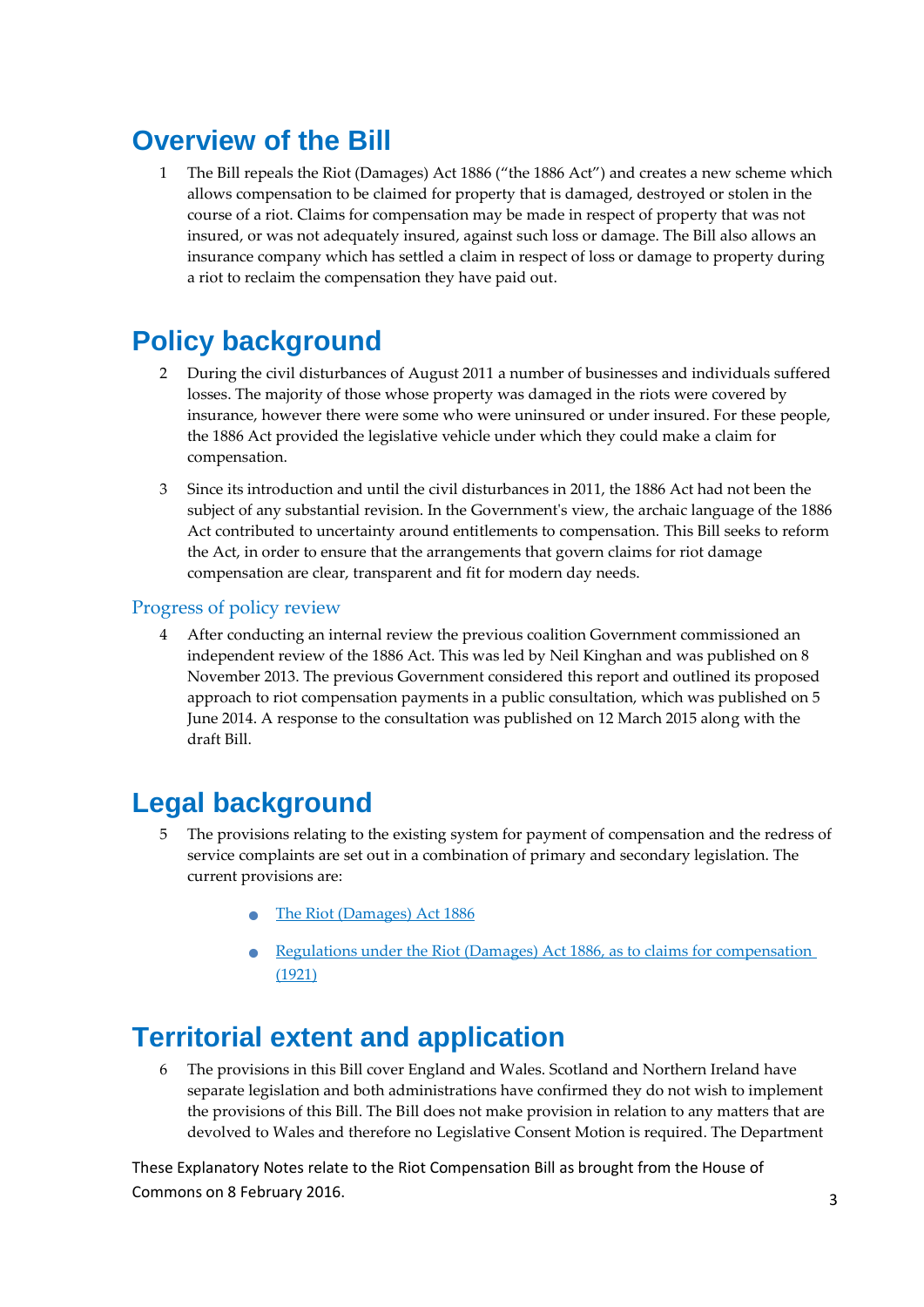# Overview of the Bill

1 The Bill repeals the Riot (Damages) Act 1886 ("the 1886 Act") and creates a new scheme which allows compensation to be claimed for property that is damaged, destroyed or stolen in the course of a riot. Claims for compensation may be made in respect of property that was not insured, or was not adequately insured, against such loss or damage. The Bill also allows an insurance company which has settled a claim in respect of loss or damage to property during a riot to reclaim the compensation they have paid out.

# Policy background

2 During the civil disturbances of August 2011 a number of businesses and individuals suffered losses. The majority of those whose property was damaged in the riots were covered by insurance, however there were some who were uninsured or under insured. For these people, the 1886 Act provided the legislative vehicle under which they could make a claim for compensation.

3 Since its introduction and until the civil disturbances in 2011, the 1886 Act had not been the subject of any substantial revision. In the Government's view, the archaic language of the 1886 Act contributed to uncertainty around entitlements to compensation. This Bill seeks to reform the Act, in order to ensure that the arrangements that govern claims for riot damage compensation are clear, transparent and fit for modern day needs.

## Progress of policy review

4 After conducting an internal review the previous coalition Government commissioned an independent review of the 1886 Act. This was led by Neil Kinghan and was published on 8 November 2013. The previous Government considered this report and outlined its proposed approach to riot compensation payments in a public consultation, which was published on 5 June 2014. A response to the consultation was published on 12 March 2015 along with the draft Bill.

# Legal background

5 The provisions relating to the existing system for payment of compensation and the redress of service complaints are set out in a combination of primary and secondary legislation. The current provisions are:

- The Riot (Damages) Act 1886
- Regulations under the Riot (Damages) Act 1886, as to claims for compensation (1921)

# Territorial extent and application

6 The provisions in this Bill cover England and Wales. Scotland and Northern Ireland have separate legislation and both administrations have confirmed they do not wish to implement the provisions of this Bill. The Bill does not make provision in relation to any matters that are devolved to Wales and therefore no Legislative Consent Motion is required. The Department

These Explanatory Notes relate to the Riot Compensation Bill as brought from the House of Commons on 8 February 2016.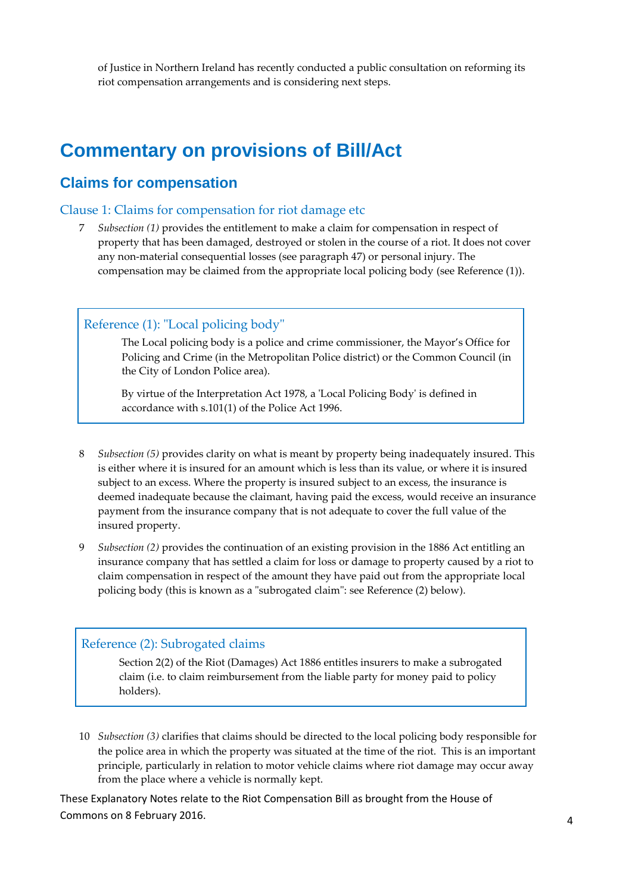of Justice in Northern Ireland has recently conducted a public consultation on reforming its riot compensation arrangements and is considering next steps.

# Commentary on provisions of Bill/Act

## Claims for compensation

### Clause 1: Claims for compensation for riot damage etc

7 *Subsection (1)* provides the entitlement to make a claim for compensation in respect of property that has been damaged, destroyed or stolen in the course of a riot. It does not cover any non-material consequential losses (see paragraph 47) or personal injury. The compensation may be claimed from the appropriate local policing body (see Reference (1)).

> **Reference (1): "Local policing body"**
>
> The Local policing body is a police and crime commissioner, the Mayor's Office for Policing and Crime (in the Metropolitan Police district) or the Common Council (in the City of London Police area).
>
> By virtue of the Interpretation Act 1978, a 'Local Policing Body' is defined in accordance with s.101(1) of the Police Act 1996.

8 *Subsection (5)* provides clarity on what is meant by property being inadequately insured. This is either where it is insured for an amount which is less than its value, or where it is insured subject to an excess. Where the property is insured subject to an excess, the insurance is deemed inadequate because the claimant, having paid the excess, would receive an insurance payment from the insurance company that is not adequate to cover the full value of the insured property.

9 *Subsection (2)* provides the continuation of an existing provision in the 1886 Act entitling an insurance company that has settled a claim for loss or damage to property caused by a riot to claim compensation in respect of the amount they have paid out from the appropriate local policing body (this is known as a "subrogated claim": see Reference (2) below).

> **Reference (2): Subrogated claims**
>
> Section 2(2) of the Riot (Damages) Act 1886 entitles insurers to make a subrogated claim (i.e. to claim reimbursement from the liable party for money paid to policy holders).

10 *Subsection (3)* clarifies that claims should be directed to the local policing body responsible for the police area in which the property was situated at the time of the riot. This is an important principle, particularly in relation to motor vehicle claims where riot damage may occur away from the place where a vehicle is normally kept.

These Explanatory Notes relate to the Riot Compensation Bill as brought from the House of Commons on 8 February 2016.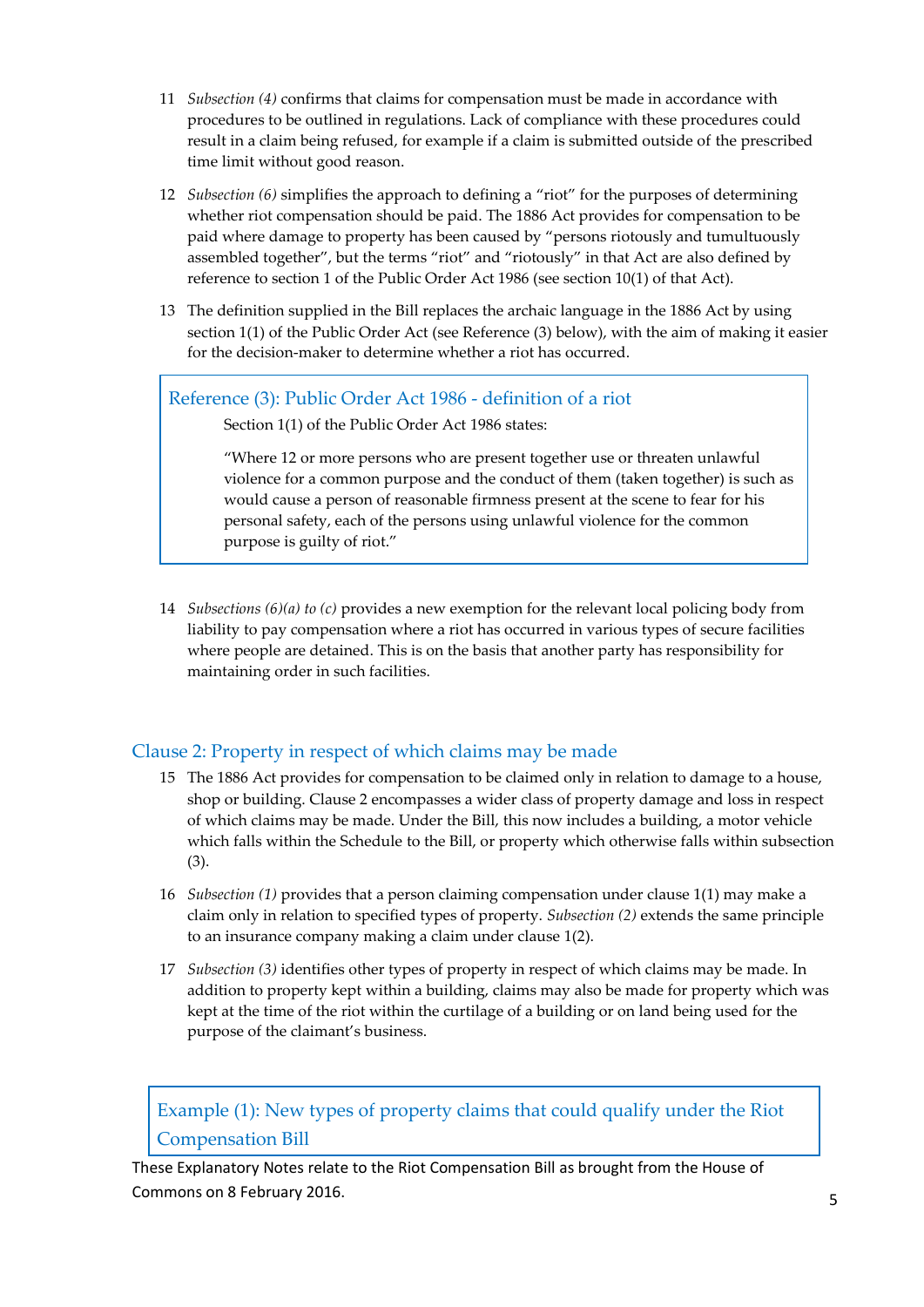11 *Subsection (4)* confirms that claims for compensation must be made in accordance with procedures to be outlined in regulations. Lack of compliance with these procedures could result in a claim being refused, for example if a claim is submitted outside of the prescribed time limit without good reason.

12 *Subsection (6)* simplifies the approach to defining a "riot" for the purposes of determining whether riot compensation should be paid. The 1886 Act provides for compensation to be paid where damage to property has been caused by "persons riotously and tumultuously assembled together", but the terms "riot" and "riotously" in that Act are also defined by reference to section 1 of the Public Order Act 1986 (see section 10(1) of that Act).

13 The definition supplied in the Bill replaces the archaic language in the 1886 Act by using section 1(1) of the Public Order Act (see Reference (3) below), with the aim of making it easier for the decision-maker to determine whether a riot has occurred.

### Reference (3): Public Order Act 1986 - definition of a riot

Section 1(1) of the Public Order Act 1986 states:

"Where 12 or more persons who are present together use or threaten unlawful violence for a common purpose and the conduct of them (taken together) is such as would cause a person of reasonable firmness present at the scene to fear for his personal safety, each of the persons using unlawful violence for the common purpose is guilty of riot."

14 *Subsections (6)(a) to (c)* provides a new exemption for the relevant local policing body from liability to pay compensation where a riot has occurred in various types of secure facilities where people are detained. This is on the basis that another party has responsibility for maintaining order in such facilities.

## Clause 2: Property in respect of which claims may be made

15 The 1886 Act provides for compensation to be claimed only in relation to damage to a house, shop or building. Clause 2 encompasses a wider class of property damage and loss in respect of which claims may be made. Under the Bill, this now includes a building, a motor vehicle which falls within the Schedule to the Bill, or property which otherwise falls within subsection (3).

16 *Subsection (1)* provides that a person claiming compensation under clause 1(1) may make a claim only in relation to specified types of property. *Subsection (2)* extends the same principle to an insurance company making a claim under clause 1(2).

17 *Subsection (3)* identifies other types of property in respect of which claims may be made. In addition to property kept within a building, claims may also be made for property which was kept at the time of the riot within the curtilage of a building or on land being used for the purpose of the claimant's business.

### Example (1): New types of property claims that could qualify under the Riot Compensation Bill

These Explanatory Notes relate to the Riot Compensation Bill as brought from the House of Commons on 8 February 2016.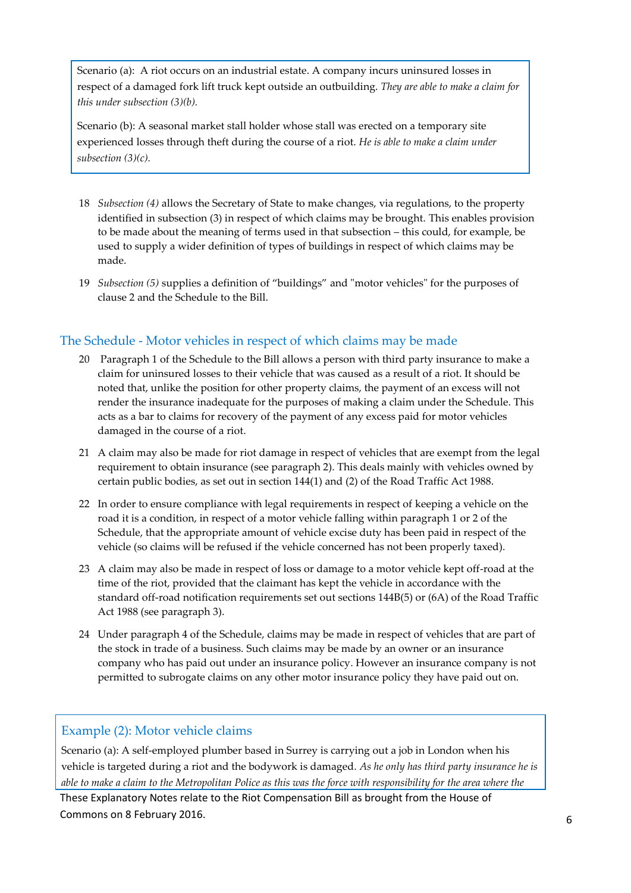Scenario (a): A riot occurs on an industrial estate. A company incurs uninsured losses in respect of a damaged fork lift truck kept outside an outbuilding. *They are able to make a claim for this under subsection (3)(b).*

Scenario (b): A seasonal market stall holder whose stall was erected on a temporary site experienced losses through theft during the course of a riot. *He is able to make a claim under subsection (3)(c).*

18 *Subsection (4)* allows the Secretary of State to make changes, via regulations, to the property identified in subsection (3) in respect of which claims may be brought. This enables provision to be made about the meaning of terms used in that subsection – this could, for example, be used to supply a wider definition of types of buildings in respect of which claims may be made.

19 *Subsection (5)* supplies a definition of "buildings" and "motor vehicles" for the purposes of clause 2 and the Schedule to the Bill.

## The Schedule - Motor vehicles in respect of which claims may be made

20 Paragraph 1 of the Schedule to the Bill allows a person with third party insurance to make a claim for uninsured losses to their vehicle that was caused as a result of a riot. It should be noted that, unlike the position for other property claims, the payment of an excess will not render the insurance inadequate for the purposes of making a claim under the Schedule. This acts as a bar to claims for recovery of the payment of any excess paid for motor vehicles damaged in the course of a riot.

21 A claim may also be made for riot damage in respect of vehicles that are exempt from the legal requirement to obtain insurance (see paragraph 2). This deals mainly with vehicles owned by certain public bodies, as set out in section 144(1) and (2) of the Road Traffic Act 1988.

22 In order to ensure compliance with legal requirements in respect of keeping a vehicle on the road it is a condition, in respect of a motor vehicle falling within paragraph 1 or 2 of the Schedule, that the appropriate amount of vehicle excise duty has been paid in respect of the vehicle (so claims will be refused if the vehicle concerned has not been properly taxed).

23 A claim may also be made in respect of loss or damage to a motor vehicle kept off-road at the time of the riot, provided that the claimant has kept the vehicle in accordance with the standard off-road notification requirements set out sections 144B(5) or (6A) of the Road Traffic Act 1988 (see paragraph 3).

24 Under paragraph 4 of the Schedule, claims may be made in respect of vehicles that are part of the stock in trade of a business. Such claims may be made by an owner or an insurance company who has paid out under an insurance policy. However an insurance company is not permitted to subrogate claims on any other motor insurance policy they have paid out on.

### Example (2): Motor vehicle claims

Scenario (a): A self-employed plumber based in Surrey is carrying out a job in London when his vehicle is targeted during a riot and the bodywork is damaged. *As he only has third party insurance he is able to make a claim to the Metropolitan Police as this was the force with responsibility for the area where the*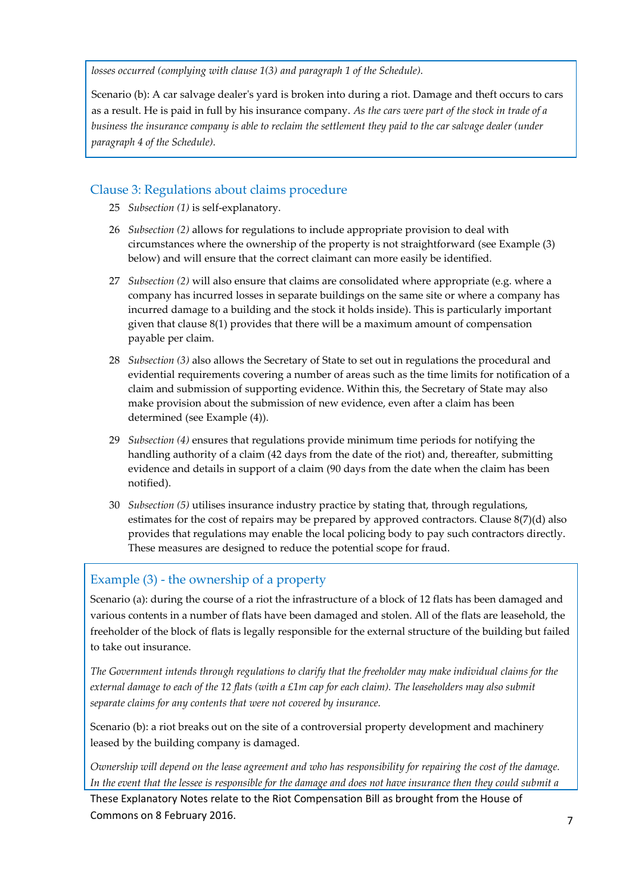*losses occurred (complying with clause 1(3) and paragraph 1 of the Schedule).*

Scenario (b): A car salvage dealer's yard is broken into during a riot. Damage and theft occurs to cars as a result. He is paid in full by his insurance company. *As the cars were part of the stock in trade of a business the insurance company is able to reclaim the settlement they paid to the car salvage dealer (under paragraph 4 of the Schedule).*

## Clause 3: Regulations about claims procedure

25 *Subsection (1)* is self-explanatory.

26 *Subsection (2)* allows for regulations to include appropriate provision to deal with circumstances where the ownership of the property is not straightforward (see Example (3) below) and will ensure that the correct claimant can more easily be identified.

27 *Subsection (2)* will also ensure that claims are consolidated where appropriate (e.g. where a company has incurred losses in separate buildings on the same site or where a company has incurred damage to a building and the stock it holds inside). This is particularly important given that clause 8(1) provides that there will be a maximum amount of compensation payable per claim.

28 *Subsection (3)* also allows the Secretary of State to set out in regulations the procedural and evidential requirements covering a number of areas such as the time limits for notification of a claim and submission of supporting evidence. Within this, the Secretary of State may also make provision about the submission of new evidence, even after a claim has been determined (see Example (4)).

29 *Subsection (4)* ensures that regulations provide minimum time periods for notifying the handling authority of a claim (42 days from the date of the riot) and, thereafter, submitting evidence and details in support of a claim (90 days from the date when the claim has been notified).

30 *Subsection (5)* utilises insurance industry practice by stating that, through regulations, estimates for the cost of repairs may be prepared by approved contractors. Clause 8(7)(d) also provides that regulations may enable the local policing body to pay such contractors directly. These measures are designed to reduce the potential scope for fraud.

### Example (3) - the ownership of a property

Scenario (a): during the course of a riot the infrastructure of a block of 12 flats has been damaged and various contents in a number of flats have been damaged and stolen. All of the flats are leasehold, the freeholder of the block of flats is legally responsible for the external structure of the building but failed to take out insurance.

*The Government intends through regulations to clarify that the freeholder may make individual claims for the external damage to each of the 12 flats (with a £1m cap for each claim). The leaseholders may also submit separate claims for any contents that were not covered by insurance.*

Scenario (b): a riot breaks out on the site of a controversial property development and machinery leased by the building company is damaged.

*Ownership will depend on the lease agreement and who has responsibility for repairing the cost of the damage. In the event that the lessee is responsible for the damage and does not have insurance then they could submit a*

These Explanatory Notes relate to the Riot Compensation Bill as brought from the House of Commons on 8 February 2016.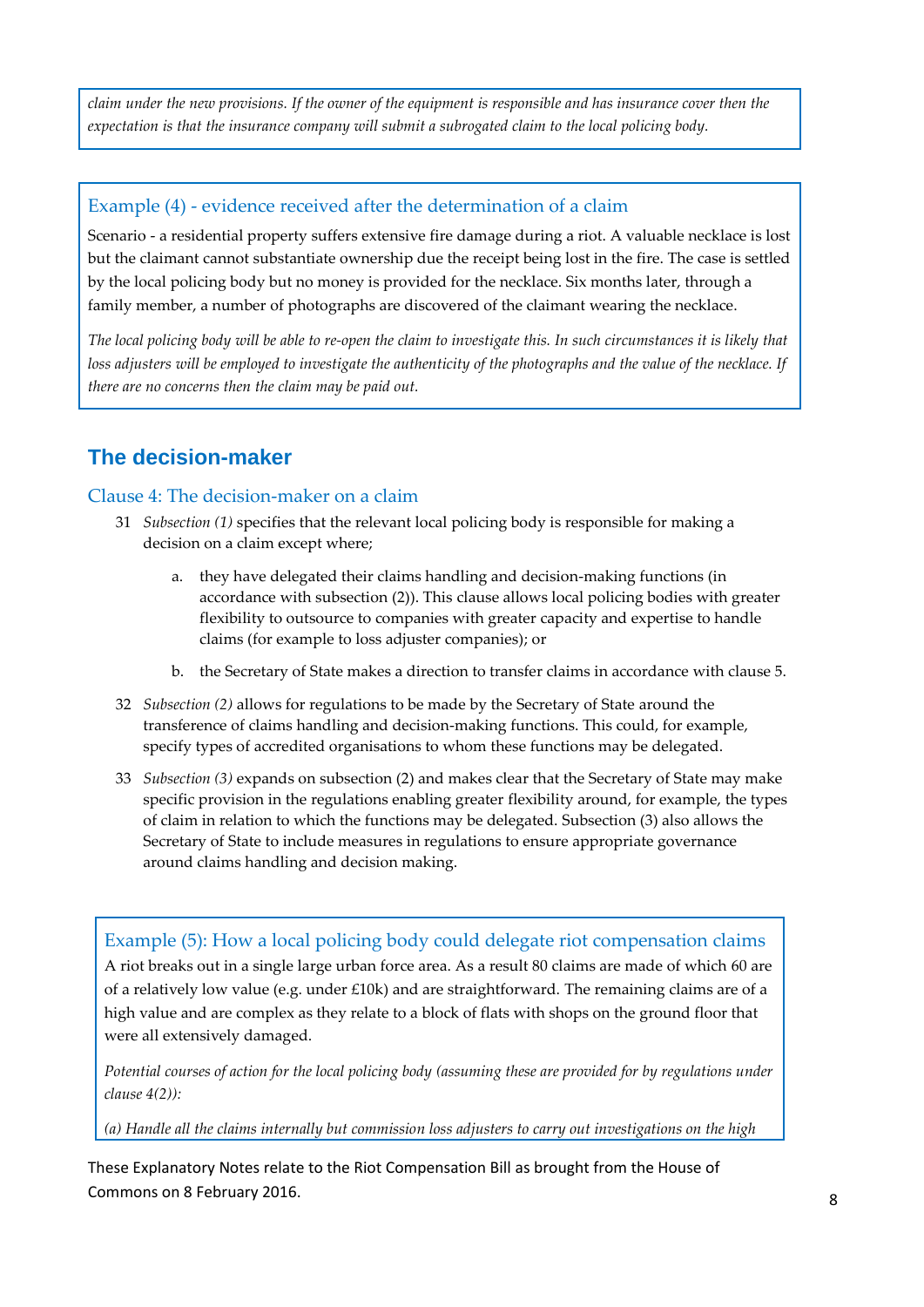*claim under the new provisions. If the owner of the equipment is responsible and has insurance cover then the expectation is that the insurance company will submit a subrogated claim to the local policing body.*

### Example (4) - evidence received after the determination of a claim

Scenario - a residential property suffers extensive fire damage during a riot. A valuable necklace is lost but the claimant cannot substantiate ownership due the receipt being lost in the fire. The case is settled by the local policing body but no money is provided for the necklace. Six months later, through a family member, a number of photographs are discovered of the claimant wearing the necklace.

*The local policing body will be able to re-open the claim to investigate this. In such circumstances it is likely that loss adjusters will be employed to investigate the authenticity of the photographs and the value of the necklace. If there are no concerns then the claim may be paid out.*

## The decision-maker

### Clause 4: The decision-maker on a claim

31 *Subsection (1)* specifies that the relevant local policing body is responsible for making a decision on a claim except where;

a. they have delegated their claims handling and decision-making functions (in accordance with subsection (2)). This clause allows local policing bodies with greater flexibility to outsource to companies with greater capacity and expertise to handle claims (for example to loss adjuster companies); or

b. the Secretary of State makes a direction to transfer claims in accordance with clause 5.

32 *Subsection (2)* allows for regulations to be made by the Secretary of State around the transference of claims handling and decision-making functions. This could, for example, specify types of accredited organisations to whom these functions may be delegated.

33 *Subsection (3)* expands on subsection (2) and makes clear that the Secretary of State may make specific provision in the regulations enabling greater flexibility around, for example, the types of claim in relation to which the functions may be delegated. Subsection (3) also allows the Secretary of State to include measures in regulations to ensure appropriate governance around claims handling and decision making.

### Example (5): How a local policing body could delegate riot compensation claims

A riot breaks out in a single large urban force area. As a result 80 claims are made of which 60 are of a relatively low value (e.g. under £10k) and are straightforward. The remaining claims are of a high value and are complex as they relate to a block of flats with shops on the ground floor that were all extensively damaged.

*Potential courses of action for the local policing body (assuming these are provided for by regulations under clause 4(2)):*

*(a) Handle all the claims internally but commission loss adjusters to carry out investigations on the high*

These Explanatory Notes relate to the Riot Compensation Bill as brought from the House of Commons on 8 February 2016.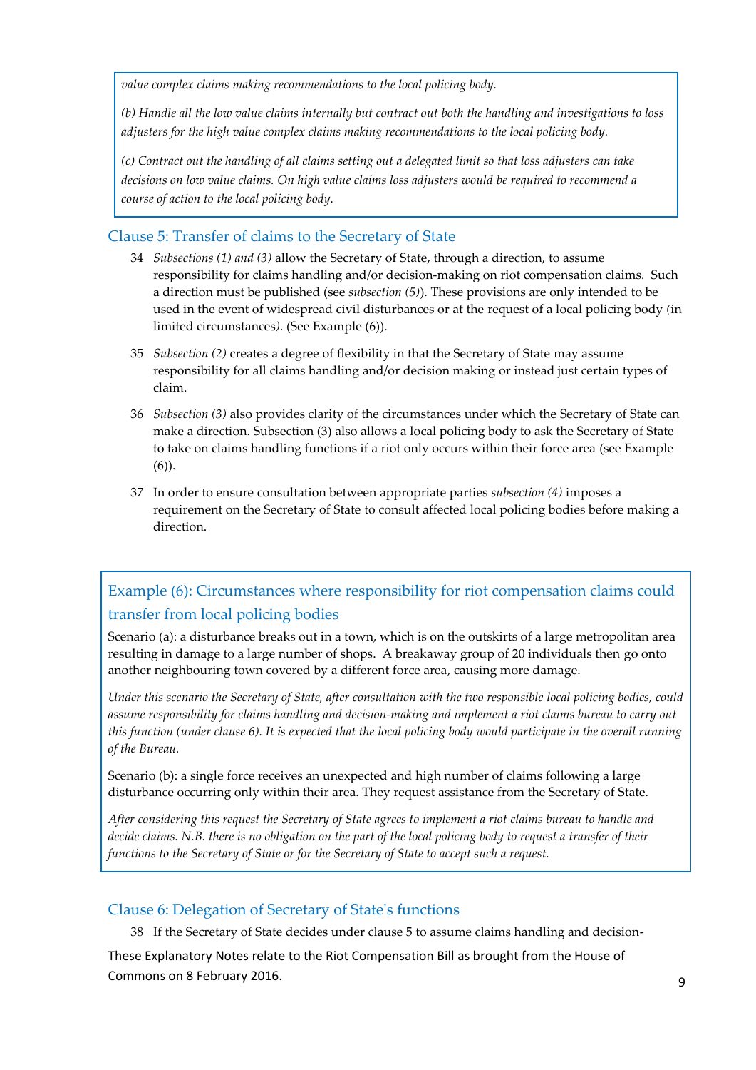*value complex claims making recommendations to the local policing body.*

*(b) Handle all the low value claims internally but contract out both the handling and investigations to loss adjusters for the high value complex claims making recommendations to the local policing body.*

*(c) Contract out the handling of all claims setting out a delegated limit so that loss adjusters can take decisions on low value claims. On high value claims loss adjusters would be required to recommend a course of action to the local policing body.*

### Clause 5: Transfer of claims to the Secretary of State

34 *Subsections (1) and (3)* allow the Secretary of State, through a direction, to assume responsibility for claims handling and/or decision-making on riot compensation claims. Such a direction must be published (see *subsection (5)*). These provisions are only intended to be used in the event of widespread civil disturbances or at the request of a local policing body (in limited circumstances). (See Example (6)).

35 *Subsection (2)* creates a degree of flexibility in that the Secretary of State may assume responsibility for all claims handling and/or decision making or instead just certain types of claim.

36 *Subsection (3)* also provides clarity of the circumstances under which the Secretary of State can make a direction. Subsection (3) also allows a local policing body to ask the Secretary of State to take on claims handling functions if a riot only occurs within their force area (see Example (6)).

37 In order to ensure consultation between appropriate parties *subsection (4)* imposes a requirement on the Secretary of State to consult affected local policing bodies before making a direction.

### Example (6): Circumstances where responsibility for riot compensation claims could transfer from local policing bodies

Scenario (a): a disturbance breaks out in a town, which is on the outskirts of a large metropolitan area resulting in damage to a large number of shops. A breakaway group of 20 individuals then go onto another neighbouring town covered by a different force area, causing more damage.

*Under this scenario the Secretary of State, after consultation with the two responsible local policing bodies, could assume responsibility for claims handling and decision-making and implement a riot claims bureau to carry out this function (under clause 6). It is expected that the local policing body would participate in the overall running of the Bureau.*

Scenario (b): a single force receives an unexpected and high number of claims following a large disturbance occurring only within their area. They request assistance from the Secretary of State.

*After considering this request the Secretary of State agrees to implement a riot claims bureau to handle and decide claims. N.B. there is no obligation on the part of the local policing body to request a transfer of their functions to the Secretary of State or for the Secretary of State to accept such a request.*

### Clause 6: Delegation of Secretary of State's functions

38 If the Secretary of State decides under clause 5 to assume claims handling and decision-

These Explanatory Notes relate to the Riot Compensation Bill as brought from the House of Commons on 8 February 2016.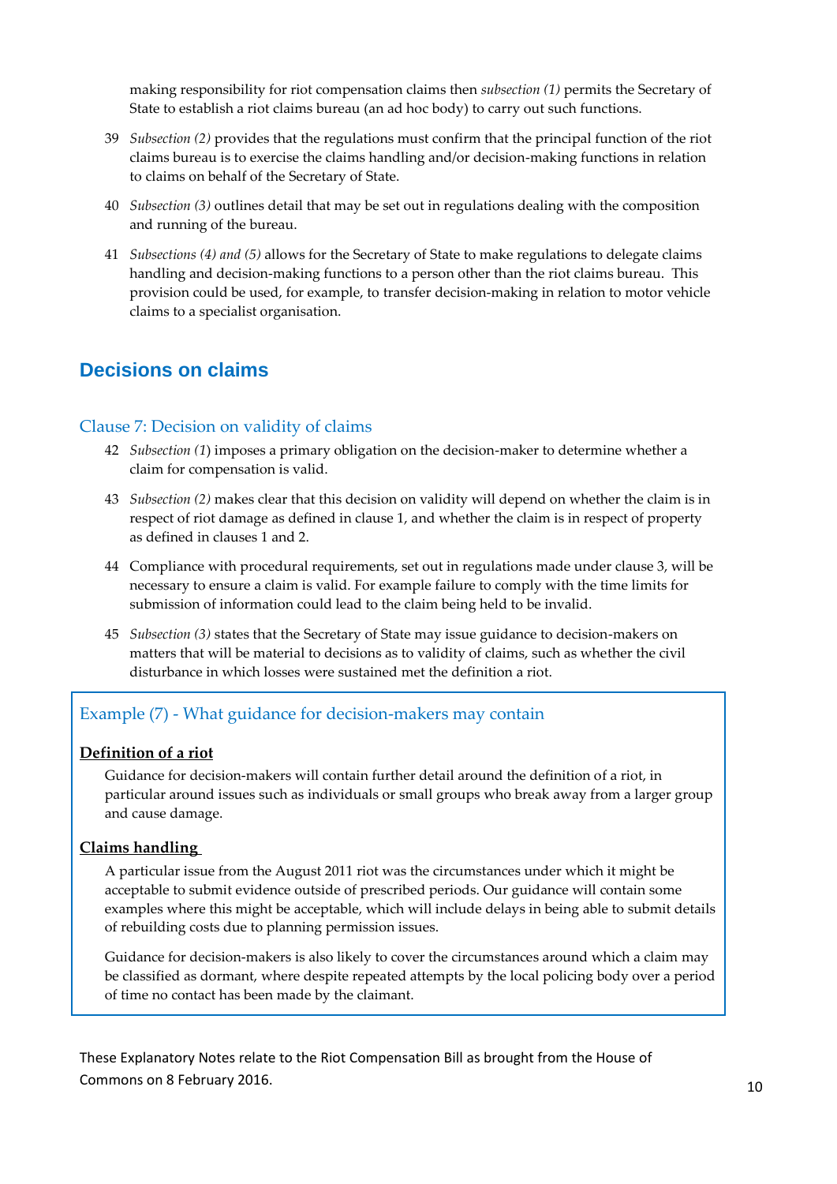making responsibility for riot compensation claims then *subsection (1)* permits the Secretary of State to establish a riot claims bureau (an ad hoc body) to carry out such functions.

39 *Subsection (2)* provides that the regulations must confirm that the principal function of the riot claims bureau is to exercise the claims handling and/or decision-making functions in relation to claims on behalf of the Secretary of State.

40 *Subsection (3)* outlines detail that may be set out in regulations dealing with the composition and running of the bureau.

41 *Subsections (4) and (5)* allows for the Secretary of State to make regulations to delegate claims handling and decision-making functions to a person other than the riot claims bureau. This provision could be used, for example, to transfer decision-making in relation to motor vehicle claims to a specialist organisation.

## Decisions on claims

### Clause 7: Decision on validity of claims

42 *Subsection (1)* imposes a primary obligation on the decision-maker to determine whether a claim for compensation is valid.

43 *Subsection (2)* makes clear that this decision on validity will depend on whether the claim is in respect of riot damage as defined in clause 1, and whether the claim is in respect of property as defined in clauses 1 and 2.

44 Compliance with procedural requirements, set out in regulations made under clause 3, will be necessary to ensure a claim is valid. For example failure to comply with the time limits for submission of information could lead to the claim being held to be invalid.

45 *Subsection (3)* states that the Secretary of State may issue guidance to decision-makers on matters that will be material to decisions as to validity of claims, such as whether the civil disturbance in which losses were sustained met the definition a riot.

### Example (7) - What guidance for decision-makers may contain

**Definition of a riot**

Guidance for decision-makers will contain further detail around the definition of a riot, in particular around issues such as individuals or small groups who break away from a larger group and cause damage.

**Claims handling**

A particular issue from the August 2011 riot was the circumstances under which it might be acceptable to submit evidence outside of prescribed periods. Our guidance will contain some examples where this might be acceptable, which will include delays in being able to submit details of rebuilding costs due to planning permission issues.

Guidance for decision-makers is also likely to cover the circumstances around which a claim may be classified as dormant, where despite repeated attempts by the local policing body over a period of time no contact has been made by the claimant.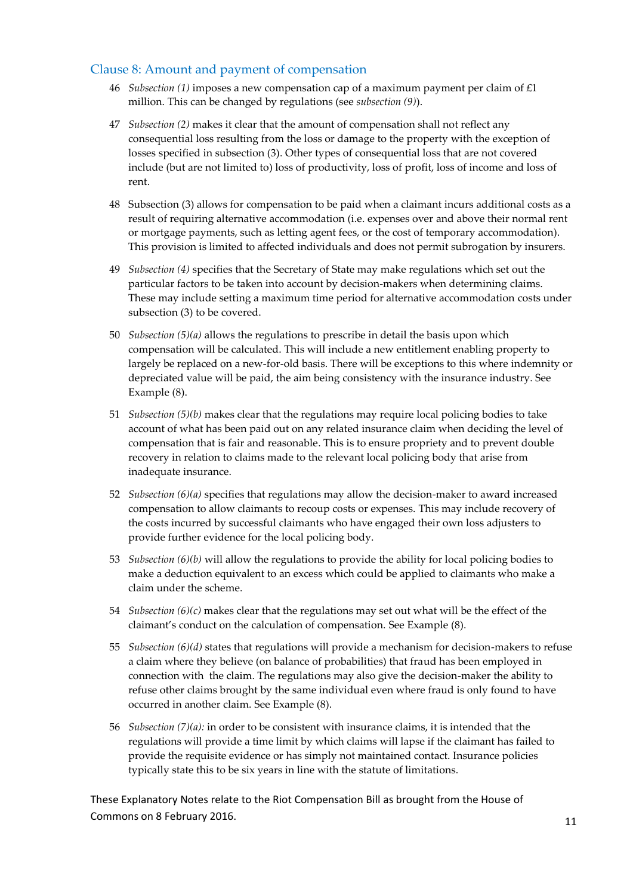## Clause 8: Amount and payment of compensation

46 *Subsection (1)* imposes a new compensation cap of a maximum payment per claim of £1 million. This can be changed by regulations (see *subsection (9)*).

47 *Subsection (2)* makes it clear that the amount of compensation shall not reflect any consequential loss resulting from the loss or damage to the property with the exception of losses specified in subsection (3). Other types of consequential loss that are not covered include (but are not limited to) loss of productivity, loss of profit, loss of income and loss of rent.

48 Subsection (3) allows for compensation to be paid when a claimant incurs additional costs as a result of requiring alternative accommodation (i.e. expenses over and above their normal rent or mortgage payments, such as letting agent fees, or the cost of temporary accommodation). This provision is limited to affected individuals and does not permit subrogation by insurers.

49 *Subsection (4)* specifies that the Secretary of State may make regulations which set out the particular factors to be taken into account by decision-makers when determining claims. These may include setting a maximum time period for alternative accommodation costs under subsection (3) to be covered.

50 *Subsection (5)(a)* allows the regulations to prescribe in detail the basis upon which compensation will be calculated. This will include a new entitlement enabling property to largely be replaced on a new-for-old basis. There will be exceptions to this where indemnity or depreciated value will be paid, the aim being consistency with the insurance industry. See Example (8).

51 *Subsection (5)(b)* makes clear that the regulations may require local policing bodies to take account of what has been paid out on any related insurance claim when deciding the level of compensation that is fair and reasonable. This is to ensure propriety and to prevent double recovery in relation to claims made to the relevant local policing body that arise from inadequate insurance.

52 *Subsection (6)(a)* specifies that regulations may allow the decision-maker to award increased compensation to allow claimants to recoup costs or expenses. This may include recovery of the costs incurred by successful claimants who have engaged their own loss adjusters to provide further evidence for the local policing body.

53 *Subsection (6)(b)* will allow the regulations to provide the ability for local policing bodies to make a deduction equivalent to an excess which could be applied to claimants who make a claim under the scheme.

54 *Subsection (6)(c)* makes clear that the regulations may set out what will be the effect of the claimant's conduct on the calculation of compensation. See Example (8).

55 *Subsection (6)(d)* states that regulations will provide a mechanism for decision-makers to refuse a claim where they believe (on balance of probabilities) that fraud has been employed in connection with the claim. The regulations may also give the decision-maker the ability to refuse other claims brought by the same individual even where fraud is only found to have occurred in another claim. See Example (8).

56 *Subsection (7)(a):* in order to be consistent with insurance claims, it is intended that the regulations will provide a time limit by which claims will lapse if the claimant has failed to provide the requisite evidence or has simply not maintained contact. Insurance policies typically state this to be six years in line with the statute of limitations.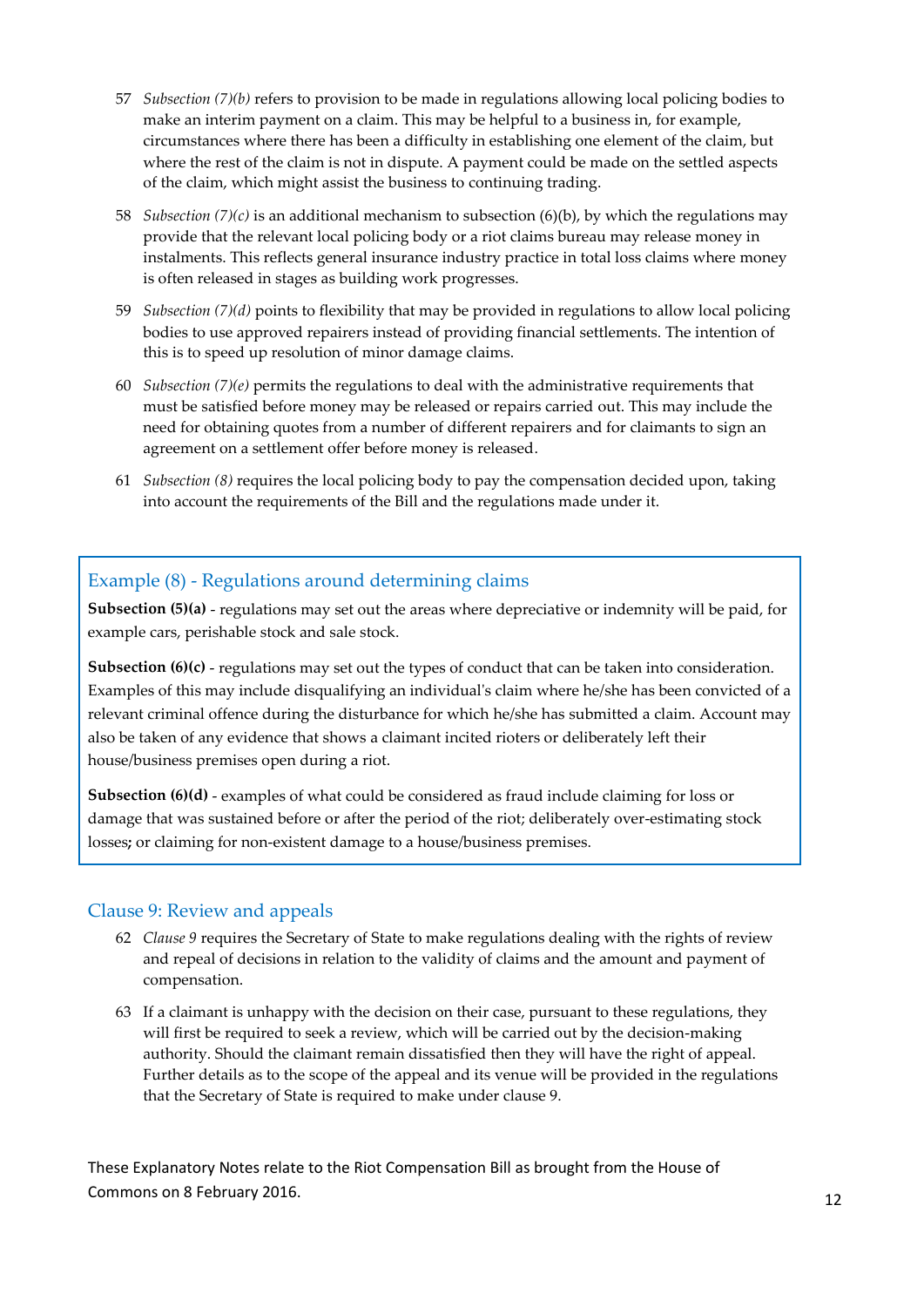57 *Subsection (7)(b)* refers to provision to be made in regulations allowing local policing bodies to make an interim payment on a claim. This may be helpful to a business in, for example, circumstances where there has been a difficulty in establishing one element of the claim, but where the rest of the claim is not in dispute. A payment could be made on the settled aspects of the claim, which might assist the business to continuing trading.

58 *Subsection (7)(c)* is an additional mechanism to subsection (6)(b), by which the regulations may provide that the relevant local policing body or a riot claims bureau may release money in instalments. This reflects general insurance industry practice in total loss claims where money is often released in stages as building work progresses.

59 *Subsection (7)(d)* points to flexibility that may be provided in regulations to allow local policing bodies to use approved repairers instead of providing financial settlements. The intention of this is to speed up resolution of minor damage claims.

60 *Subsection (7)(e)* permits the regulations to deal with the administrative requirements that must be satisfied before money may be released or repairs carried out. This may include the need for obtaining quotes from a number of different repairers and for claimants to sign an agreement on a settlement offer before money is released.

61 *Subsection (8)* requires the local policing body to pay the compensation decided upon, taking into account the requirements of the Bill and the regulations made under it.

### Example (8) - Regulations around determining claims

**Subsection (5)(a)** - regulations may set out the areas where depreciative or indemnity will be paid, for example cars, perishable stock and sale stock.

**Subsection (6)(c)** - regulations may set out the types of conduct that can be taken into consideration. Examples of this may include disqualifying an individual's claim where he/she has been convicted of a relevant criminal offence during the disturbance for which he/she has submitted a claim. Account may also be taken of any evidence that shows a claimant incited rioters or deliberately left their house/business premises open during a riot.

**Subsection (6)(d)** - examples of what could be considered as fraud include claiming for loss or damage that was sustained before or after the period of the riot; deliberately over-estimating stock losses**;** or claiming for non-existent damage to a house/business premises.

## Clause 9: Review and appeals

62 *Clause 9* requires the Secretary of State to make regulations dealing with the rights of review and repeal of decisions in relation to the validity of claims and the amount and payment of compensation.

63 If a claimant is unhappy with the decision on their case, pursuant to these regulations, they will first be required to seek a review, which will be carried out by the decision-making authority. Should the claimant remain dissatisfied then they will have the right of appeal. Further details as to the scope of the appeal and its venue will be provided in the regulations that the Secretary of State is required to make under clause 9.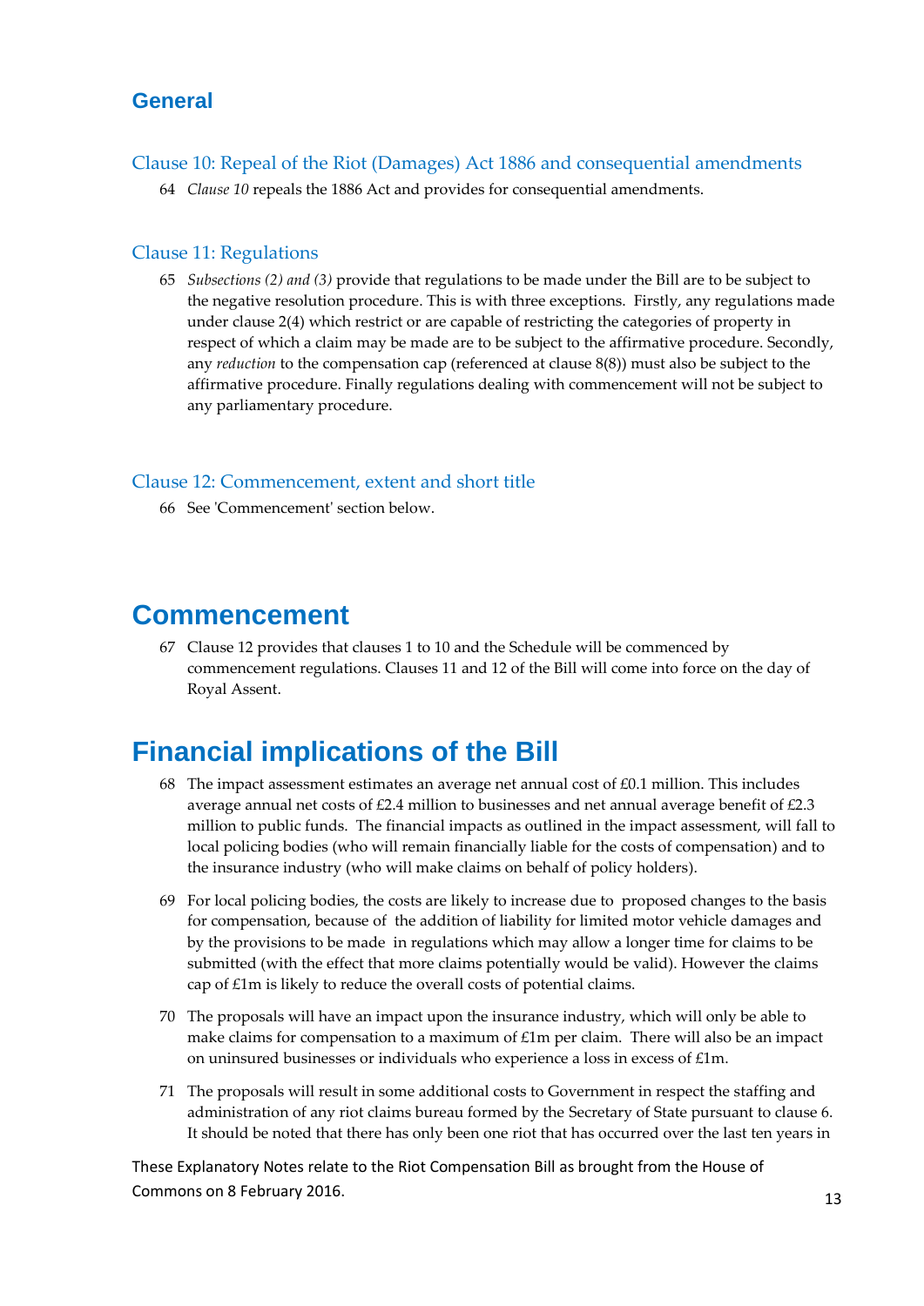## General

### Clause 10: Repeal of the Riot (Damages) Act 1886 and consequential amendments

64 *Clause 10* repeals the 1886 Act and provides for consequential amendments.

### Clause 11: Regulations

65 *Subsections (2) and (3)* provide that regulations to be made under the Bill are to be subject to the negative resolution procedure. This is with three exceptions. Firstly, any regulations made under clause 2(4) which restrict or are capable of restricting the categories of property in respect of which a claim may be made are to be subject to the affirmative procedure. Secondly, any *reduction* to the compensation cap (referenced at clause 8(8)) must also be subject to the affirmative procedure. Finally regulations dealing with commencement will not be subject to any parliamentary procedure.

### Clause 12: Commencement, extent and short title

66 See 'Commencement' section below.

# Commencement

67 Clause 12 provides that clauses 1 to 10 and the Schedule will be commenced by commencement regulations. Clauses 11 and 12 of the Bill will come into force on the day of Royal Assent.

# Financial implications of the Bill

68 The impact assessment estimates an average net annual cost of £0.1 million. This includes average annual net costs of £2.4 million to businesses and net annual average benefit of £2.3 million to public funds. The financial impacts as outlined in the impact assessment, will fall to local policing bodies (who will remain financially liable for the costs of compensation) and to the insurance industry (who will make claims on behalf of policy holders).

69 For local policing bodies, the costs are likely to increase due to proposed changes to the basis for compensation, because of the addition of liability for limited motor vehicle damages and by the provisions to be made in regulations which may allow a longer time for claims to be submitted (with the effect that more claims potentially would be valid). However the claims cap of £1m is likely to reduce the overall costs of potential claims.

70 The proposals will have an impact upon the insurance industry, which will only be able to make claims for compensation to a maximum of £1m per claim. There will also be an impact on uninsured businesses or individuals who experience a loss in excess of £1m.

71 The proposals will result in some additional costs to Government in respect the staffing and administration of any riot claims bureau formed by the Secretary of State pursuant to clause 6. It should be noted that there has only been one riot that has occurred over the last ten years in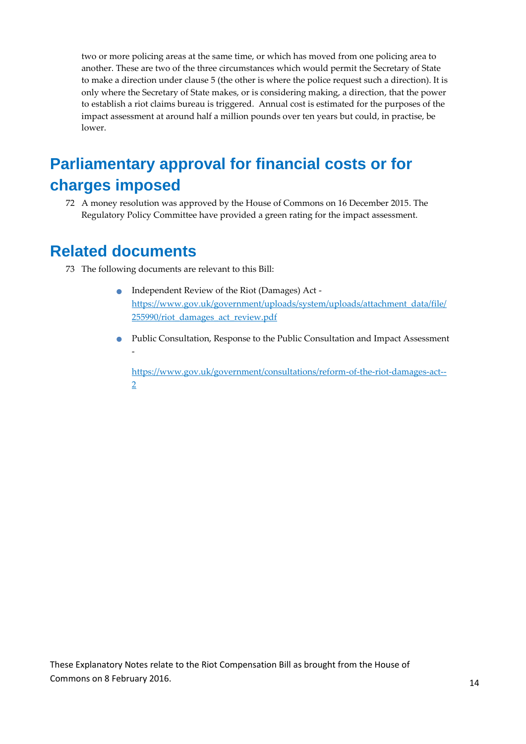two or more policing areas at the same time, or which has moved from one policing area to another. These are two of the three circumstances which would permit the Secretary of State to make a direction under clause 5 (the other is where the police request such a direction). It is only where the Secretary of State makes, or is considering making, a direction, that the power to establish a riot claims bureau is triggered. Annual cost is estimated for the purposes of the impact assessment at around half a million pounds over ten years but could, in practise, be lower.

## Parliamentary approval for financial costs or for charges imposed

72 A money resolution was approved by the House of Commons on 16 December 2015. The Regulatory Policy Committee have provided a green rating for the impact assessment.

## Related documents

73 The following documents are relevant to this Bill:

- Independent Review of the Riot (Damages) Act - https://www.gov.uk/government/uploads/system/uploads/attachment_data/file/255990/riot_damages_act_review.pdf
- Public Consultation, Response to the Public Consultation and Impact Assessment - https://www.gov.uk/government/consultations/reform-of-the-riot-damages-act--2

These Explanatory Notes relate to the Riot Compensation Bill as brought from the House of Commons on 8 February 2016.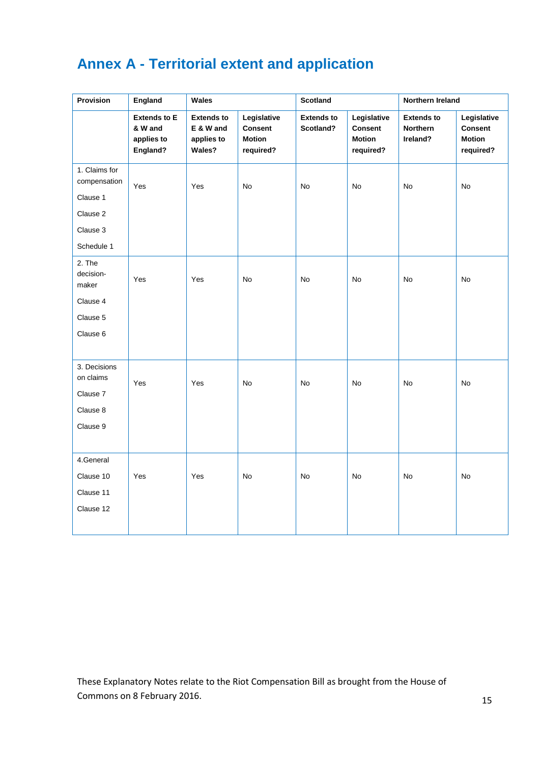# Annex A - Territorial extent and application

| Provision | England | Wales | | Scotland | | Northern Ireland | |
|---|---|---|---|---|---|---|---|
| | **Extends to E & W and applies to England?** | **Extends to E & W and applies to Wales?** | **Legislative Consent Motion required?** | **Extends to Scotland?** | **Legislative Consent Motion required?** | **Extends to Northern Ireland?** | **Legislative Consent Motion required?** |
| 1. Claims for compensation<br>Clause 1<br>Clause 2<br>Clause 3<br>Schedule 1 | Yes | Yes | No | No | No | No | No |
| 2. The decision-maker<br>Clause 4<br>Clause 5<br>Clause 6 | Yes | Yes | No | No | No | No | No |
| 3. Decisions on claims<br>Clause 7<br>Clause 8<br>Clause 9 | Yes | Yes | No | No | No | No | No |
| 4.General<br>Clause 10<br>Clause 11<br>Clause 12 | Yes | Yes | No | No | No | No | No |

These Explanatory Notes relate to the Riot Compensation Bill as brought from the House of Commons on 8 February 2016.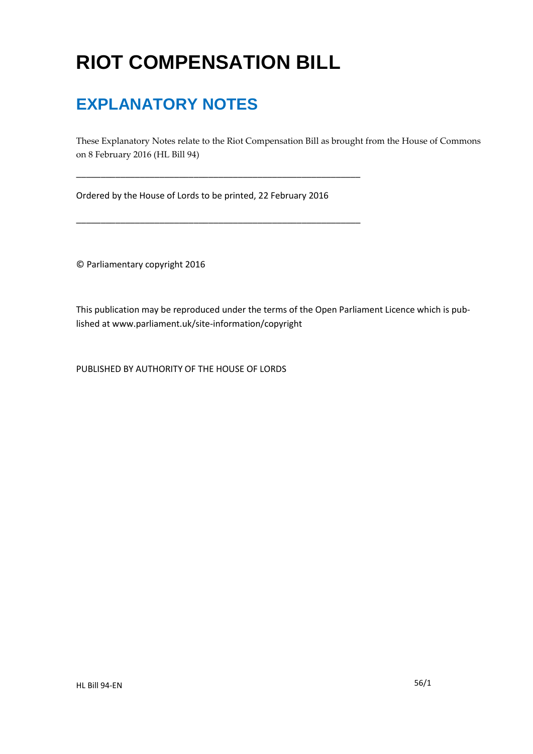# RIOT COMPENSATION BILL

## EXPLANATORY NOTES

These Explanatory Notes relate to the Riot Compensation Bill as brought from the House of Commons on 8 February 2016 (HL Bill 94)

---

Ordered by the House of Lords to be printed, 22 February 2016

---

© Parliamentary copyright 2016

This publication may be reproduced under the terms of the Open Parliament Licence which is published at www.parliament.uk/site-information/copyright

PUBLISHED BY AUTHORITY OF THE HOUSE OF LORDS

HL Bill 94-EN

56/1